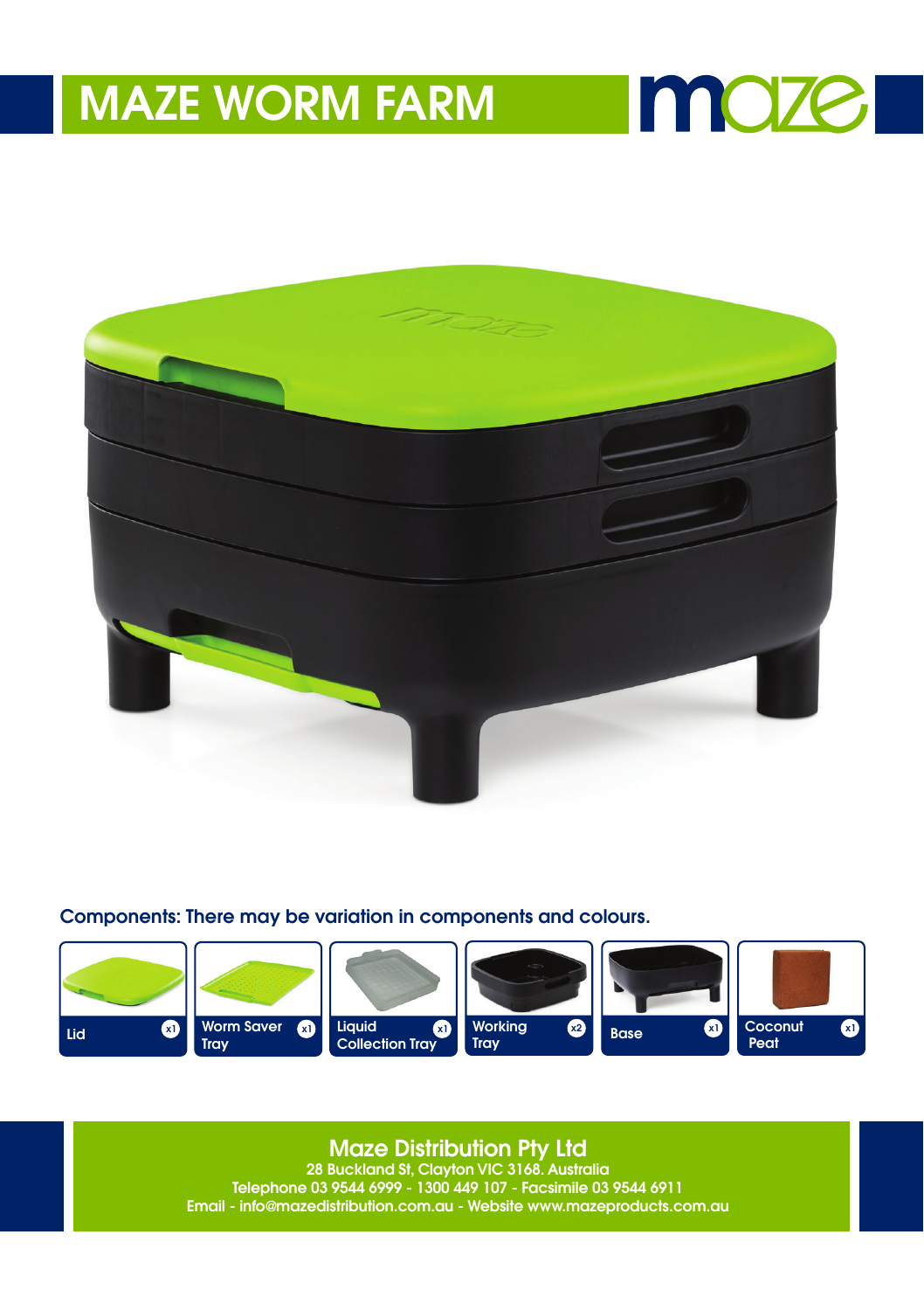# MAZE WORM FARM

maze

Components: There may be variation in components and colours.

| Component | Quantity |
|---|---|
| Lid | x1 |
| Worm Saver Tray | x1 |
| Liquid Collection Tray | x1 |
| Working Tray | x2 |
| Base | x1 |
| Coconut Peat | x1 |

**Maze Distribution Pty Ltd**
28 Buckland St, Clayton VIC 3168. Australia
Telephone 03 9544 6999 - 1300 449 107 - Facsimile 03 9544 6911
Email - info@mazedistribution.com.au - Website www.mazeproducts.com.au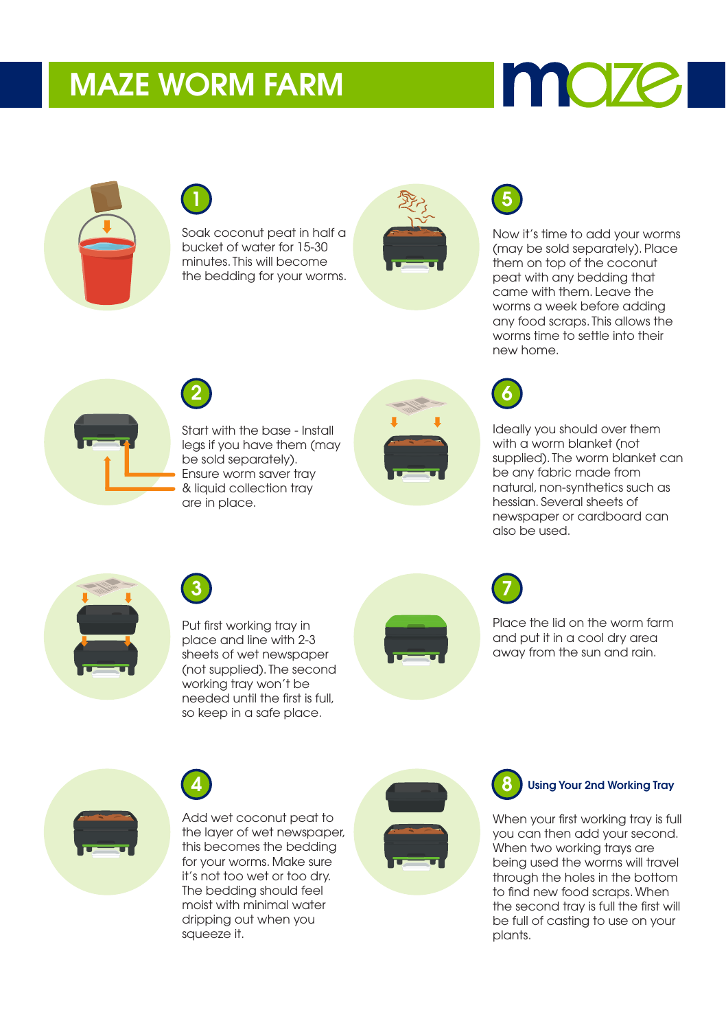# MAZE WORM FARM

maze

**1**

Soak coconut peat in half a bucket of water for 15-30 minutes. This will become the bedding for your worms.

**2**

Start with the base - Install legs if you have them (may be sold separately). Ensure worm saver tray & liquid collection tray are in place.

**3**

Put first working tray in place and line with 2-3 sheets of wet newspaper (not supplied). The second working tray won't be needed until the first is full, so keep in a safe place.

**4**

Add wet coconut peat to the layer of wet newspaper, this becomes the bedding for your worms. Make sure it's not too wet or too dry. The bedding should feel moist with minimal water dripping out when you squeeze it.

**5**

Now it's time to add your worms (may be sold separately). Place them on top of the coconut peat with any bedding that came with them. Leave the worms a week before adding any food scraps. This allows the worms time to settle into their new home.

**6**

Ideally you should over them with a worm blanket (not supplied). The worm blanket can be any fabric made from natural, non-synthetics such as hessian. Several sheets of newspaper or cardboard can also be used.

**7**

Place the lid on the worm farm and put it in a cool dry area away from the sun and rain.

**8** **Using Your 2nd Working Tray**

When your first working tray is full you can then add your second. When two working trays are being used the worms will travel through the holes in the bottom to find new food scraps. When the second tray is full the first will be full of casting to use on your plants.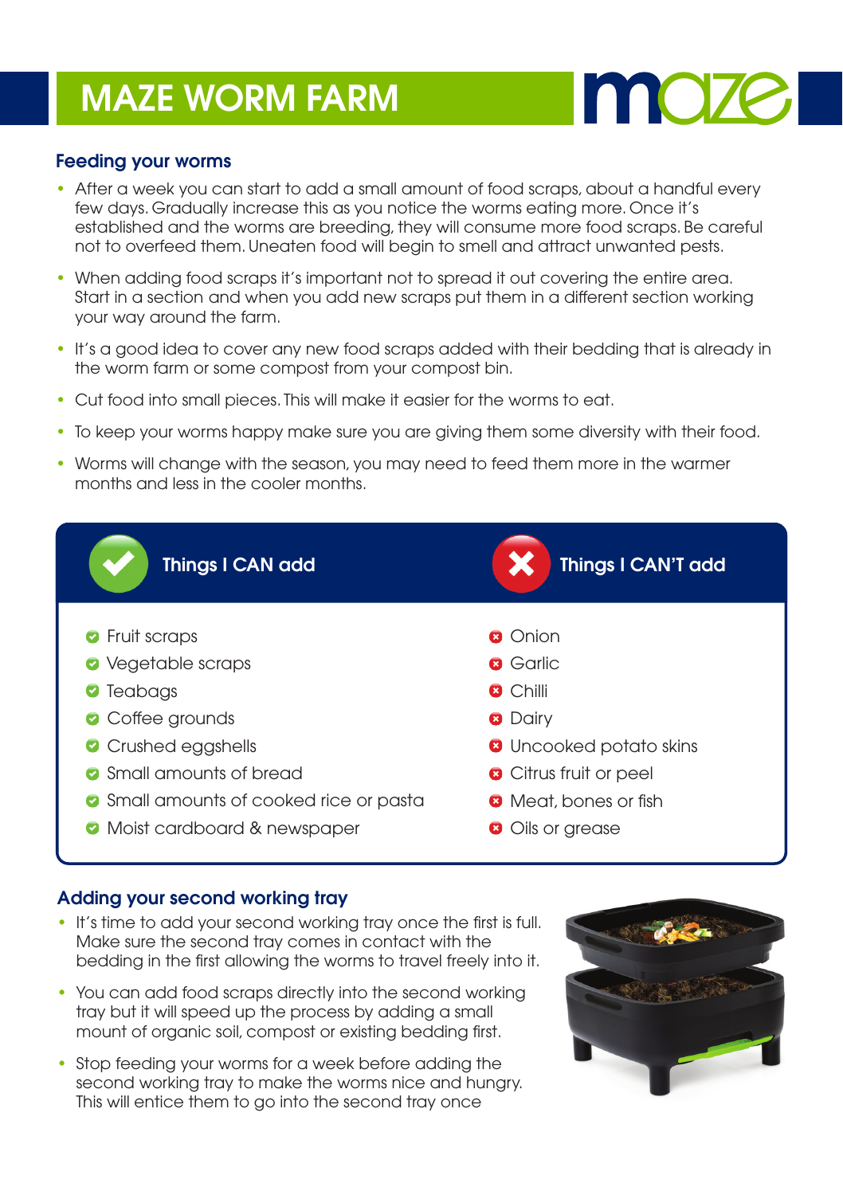# MAZE WORM FARM

## Feeding your worms

- After a week you can start to add a small amount of food scraps, about a handful every few days. Gradually increase this as you notice the worms eating more. Once it's established and the worms are breeding, they will consume more food scraps. Be careful not to overfeed them. Uneaten food will begin to smell and attract unwanted pests.
- When adding food scraps it's important not to spread it out covering the entire area. Start in a section and when you add new scraps put them in a different section working your way around the farm.
- It's a good idea to cover any new food scraps added with their bedding that is already in the worm farm or some compost from your compost bin.
- Cut food into small pieces. This will make it easier for the worms to eat.
- To keep your worms happy make sure you are giving them some diversity with their food.
- Worms will change with the season, you may need to feed them more in the warmer months and less in the cooler months.

| Things I CAN add | Things I CAN'T add |
|---|---|
| Fruit scraps | Onion |
| Vegetable scraps | Garlic |
| Teabags | Chilli |
| Coffee grounds | Dairy |
| Crushed eggshells | Uncooked potato skins |
| Small amounts of bread | Citrus fruit or peel |
| Small amounts of cooked rice or pasta | Meat, bones or fish |
| Moist cardboard & newspaper | Oils or grease |

## Adding your second working tray

- It's time to add your second working tray once the first is full. Make sure the second tray comes in contact with the bedding in the first allowing the worms to travel freely into it.
- You can add food scraps directly into the second working tray but it will speed up the process by adding a small mount of organic soil, compost or existing bedding first.
- Stop feeding your worms for a week before adding the second working tray to make the worms nice and hungry. This will entice them to go into the second tray once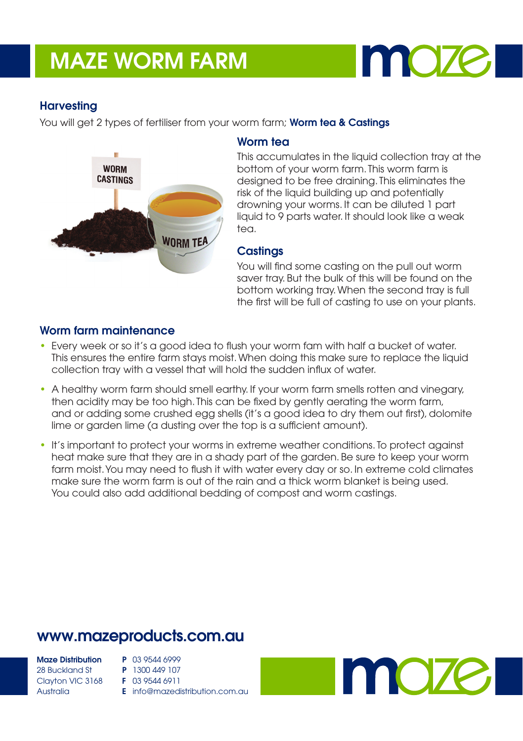# MAZE WORM FARM

## Harvesting

You will get 2 types of fertiliser from your worm farm; **Worm tea & Castings**

### Worm tea

This accumulates in the liquid collection tray at the bottom of your worm farm. This worm farm is designed to be free draining. This eliminates the risk of the liquid building up and potentially drowning your worms. It can be diluted 1 part liquid to 9 parts water. It should look like a weak tea.

### Castings

You will find some casting on the pull out worm saver tray. But the bulk of this will be found on the bottom working tray. When the second tray is full the first will be full of casting to use on your plants.

## Worm farm maintenance

- Every week or so it's a good idea to flush your worm fam with half a bucket of water. This ensures the entire farm stays moist. When doing this make sure to replace the liquid collection tray with a vessel that will hold the sudden influx of water.
- A healthy worm farm should smell earthy. If your worm farm smells rotten and vinegary, then acidity may be too high. This can be fixed by gently aerating the worm farm, and or adding some crushed egg shells (it's a good idea to dry them out first), dolomite lime or garden lime (a dusting over the top is a sufficient amount).
- It's important to protect your worms in extreme weather conditions. To protect against heat make sure that they are in a shady part of the garden. Be sure to keep your worm farm moist. You may need to flush it with water every day or so. In extreme cold climates make sure the worm farm is out of the rain and a thick worm blanket is being used. You could also add additional bedding of compost and worm castings.

**www.mazeproducts.com.au**

**Maze Distribution**
28 Buckland St
Clayton VIC 3168
Australia

**P** 03 9544 6999
**P** 1300 449 107
**F** 03 9544 6911
**E** info@mazedistribution.com.au